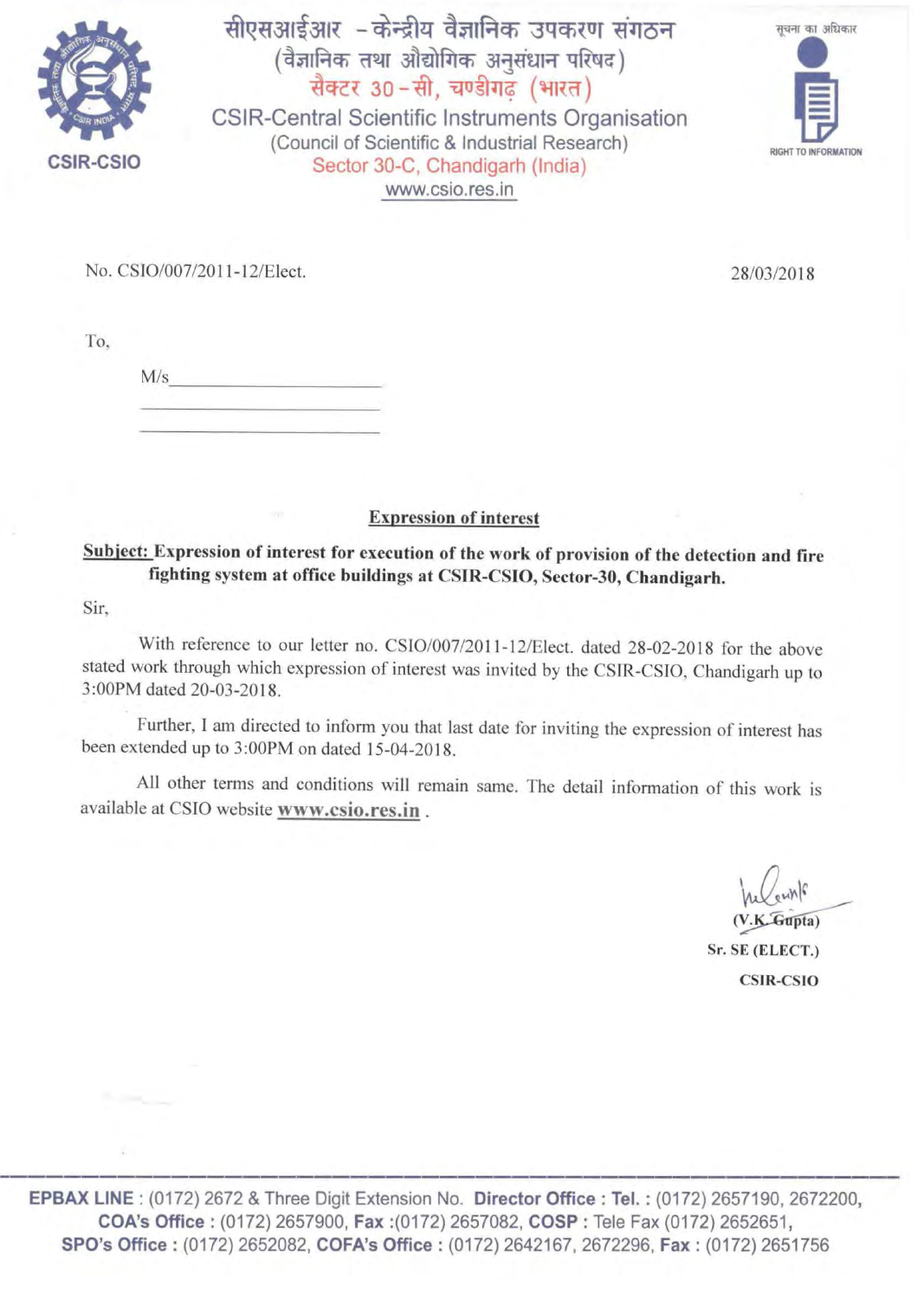# सीएसआईआर - केन्द्रीय वैज्ञानिक उपकरण संगठन

(वैज्ञानिक तथा औद्योगिक अनुसंधान परिषद)

सैक्टर 30-सी, चण्डीगढ़ (भारत)

# CSIR-Central Scientific Instruments Organisation

(Council of Scientific & Industrial Research)

Sector 30-C, Chandigarh (India)

www.csio.res.in

CSIR-CSIO

सूचना का अधिकार

RIGHT TO INFORMATION

No. CSIO/007/2011-12/Elect. 28/03/2018

To,

M/s\_\_\_\_\_\_\_\_\_\_\_\_\_\_\_\_\_\_\_\_

\_\_\_\_\_\_\_\_\_\_\_\_\_\_\_\_\_\_\_\_\_\_\_

\_\_\_\_\_\_\_\_\_\_\_\_\_\_\_\_\_\_\_\_\_\_\_

## Expression of interest

**Subject: Expression of interest for execution of the work of provision of the detection and fire fighting system at office buildings at CSIR-CSIO, Sector-30, Chandigarh.**

Sir,

With reference to our letter no. CSIO/007/2011-12/Elect. dated 28-02-2018 for the above stated work through which expression of interest was invited by the CSIR-CSIO, Chandigarh up to 3:00PM dated 20-03-2018.

Further, I am directed to inform you that last date for inviting the expression of interest has been extended up to 3:00PM on dated 15-04-2018.

All other terms and conditions will remain same. The detail information of this work is available at CSIO website **www.csio.res.in** .

(V.K. Gupta)

**Sr. SE (ELECT.)**

**CSIR-CSIO**

**EPBAX LINE** : (0172) 2672 & Three Digit Extension No. **Director Office : Tel. :** (0172) 2657190, 2672200, **COA's Office :** (0172) 2657900, **Fax :**(0172) 2657082, **COSP :** Tele Fax (0172) 2652651, **SPO's Office :** (0172) 2652082, **COFA's Office :** (0172) 2642167, 2672296, **Fax :** (0172) 2651756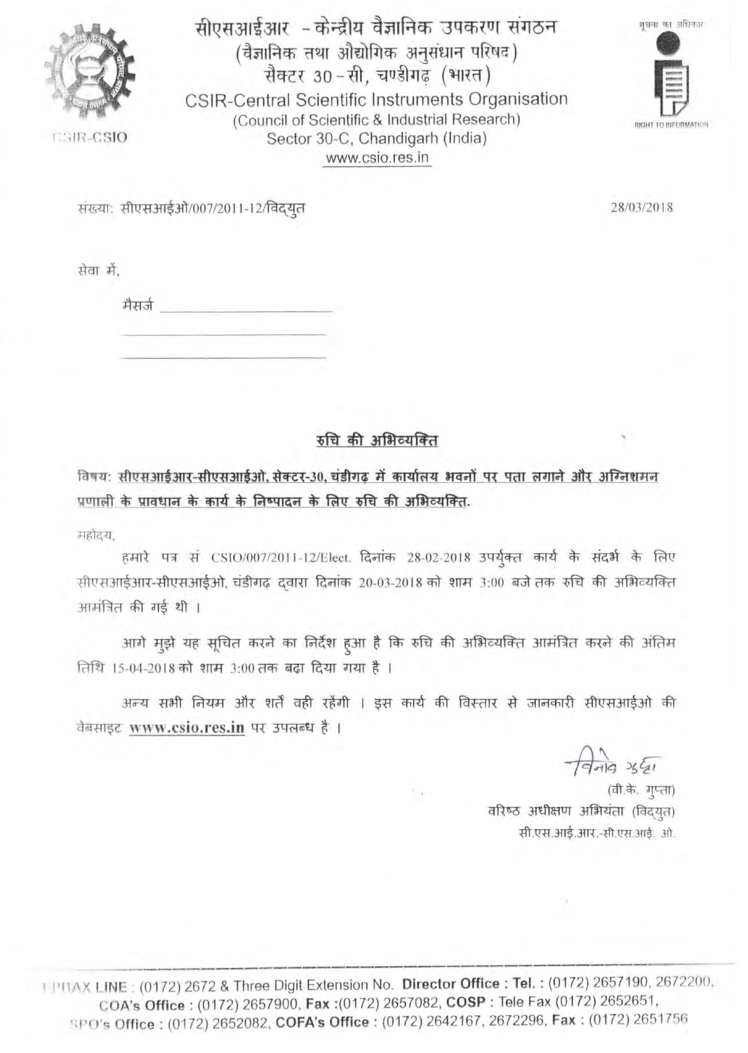सीएसआईआर - केन्द्रीय वैज्ञानिक उपकरण संगठन
(वैज्ञानिक तथा औद्योगिक अनुसंधान परिषद)
सैक्टर 30-सी, चण्डीगढ़ (भारत)
CSIR-Central Scientific Instruments Organisation
(Council of Scientific & Industrial Research)
Sector 30-C, Chandigarh (India)
www.csio.res.in

CSIR-CSIO

सूचना का अधिकार
RIGHT TO INFORMATION

संख्या: सीएसआईओ/007/2011-12/विद्युत

28/03/2018

सेवा में,

मैसर्ज ____________________

____________________

____________________

## रुचि की अभिव्यक्ति

**विषय: सीएसआईआर-सीएसआईओ, सेक्टर-30, चंडीगढ़ में कार्यालय भवनों पर पता लगाने और अग्निशमन प्रणाली के प्रावधान के कार्य के निष्पादन के लिए रुचि की अभिव्यक्ति.**

महोदय,

हमारे पत्र सं CSIO/007/2011-12/Elect. दिनांक 28-02-2018 उपर्युक्त कार्य के संदर्भ के लिए सीएसआईआर-सीएसआईओ, चंडीगढ़ द्वारा दिनांक 20-03-2018 को शाम 3:00 बजे तक रुचि की अभिव्यक्ति आमंत्रित की गई थी ।

आगे मुझे यह सूचित करने का निर्देश हुआ है कि रुचि की अभिव्यक्ति आमंत्रित करने की अंतिम तिथि 15-04-2018 को शाम 3:00 तक बढ़ा दिया गया है ।

अन्य सभी नियम और शर्तें वही रहेंगी । इस कार्य की विस्तार से जानकारी सीएसआईओ की वेबसाइट **www.csio.res.in** पर उपलब्ध है ।

(वी.के. गुप्ता)
वरिष्ठ अधीक्षण अभियंता (विद्युत)
सी.एस.आई.आर.-सी.एस.आई. ओ.

EPBAX LINE : (0172) 2672 & Three Digit Extension No. **Director Office : Tel. :** (0172) 2657190, 2672200, **COA's Office :** (0172) 2657900, **Fax :**(0172) 2657082, **COSP :** Tele Fax (0172) 2652651, **SPO's Office :** (0172) 2652082, **COFA's Office :** (0172) 2642167, 2672296, **Fax :** (0172) 2651756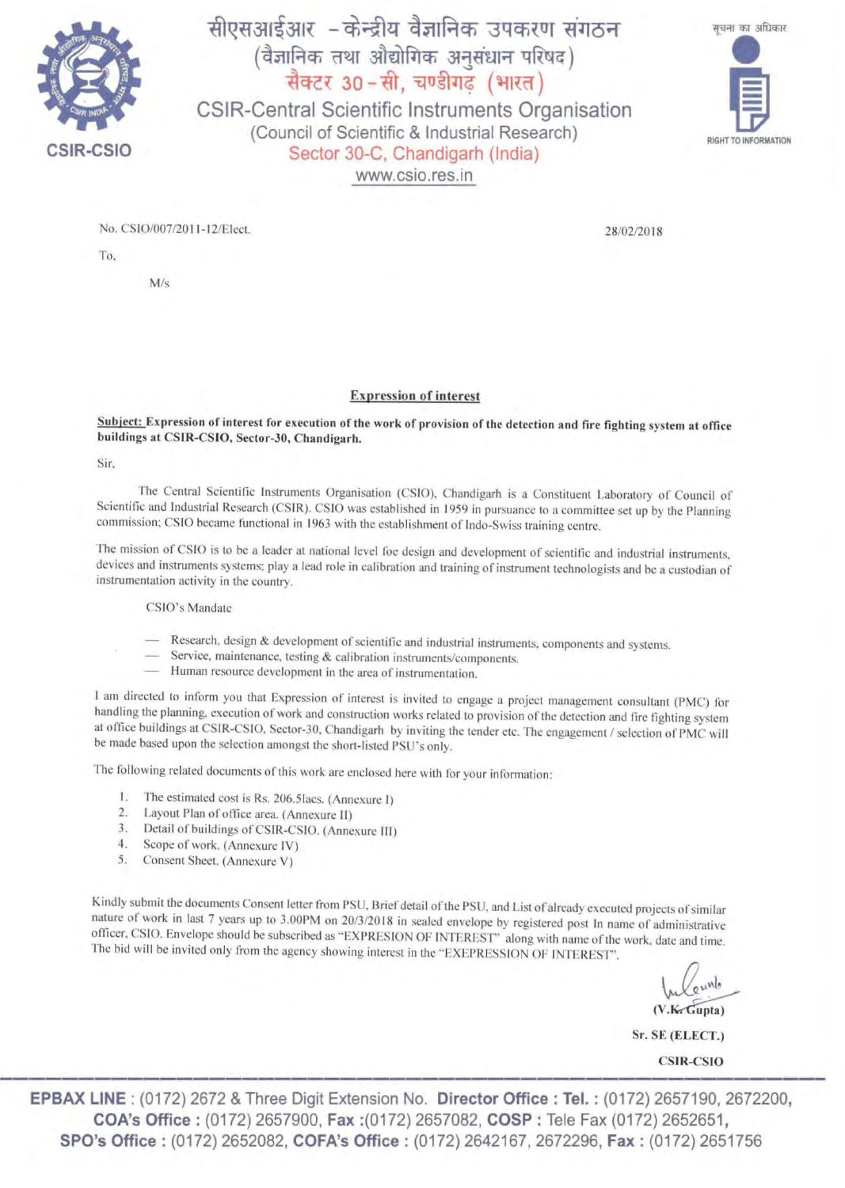सीएसआईआर - केन्द्रीय वैज्ञानिक उपकरण संगठन
(वैज्ञानिक तथा औद्योगिक अनुसंधान परिषद)
सैक्टर 30-सी, चण्डीगढ़ (भारत)

CSIR-Central Scientific Instruments Organisation
(Council of Scientific & Industrial Research)
Sector 30-C, Chandigarh (India)
www.csio.res.in

CSIR-CSIO

सूचना का अधिकार
RIGHT TO INFORMATION

No. CSIO/007/2011-12/Elect.

28/02/2018

To,

M/s

## Expression of interest

**Subject: Expression of interest for execution of the work of provision of the detection and fire fighting system at office buildings at CSIR-CSIO, Sector-30, Chandigarh.**

Sir,

The Central Scientific Instruments Organisation (CSIO), Chandigarh is a Constituent Laboratory of Council of Scientific and Industrial Research (CSIR). CSIO was established in 1959 in pursuance to a committee set up by the Planning commission; CSIO became functional in 1963 with the establishment of Indo-Swiss training centre.

The mission of CSIO is to be a leader at national level foe design and development of scientific and industrial instruments, devices and instruments systems; play a lead role in calibration and training of instrument technologists and be a custodian of instrumentation activity in the country.

CSIO's Mandate

- Research, design & development of scientific and industrial instruments, components and systems.
- Service, maintenance, testing & calibration instruments/components.
- Human resource development in the area of instrumentation.

I am directed to inform you that Expression of interest is invited to engage a project management consultant (PMC) for handling the planning, execution of work and construction works related to provision of the detection and fire fighting system at office buildings at CSIR-CSIO, Sector-30, Chandigarh by inviting the tender etc. The engagement / selection of PMC will be made based upon the selection amongst the short-listed PSU's only.

The following related documents of this work are enclosed here with for your information:

1. The estimated cost is Rs. 206.5lacs. (Annexure I)
2. Layout Plan of office area. (Annexure II)
3. Detail of buildings of CSIR-CSIO. (Annexure III)
4. Scope of work. (Annexure IV)
5. Consent Sheet. (Annexure V)

Kindly submit the documents Consent letter from PSU, Brief detail of the PSU, and List of already executed projects of similar nature of work in last 7 years up to 3.00PM on 20/3/2018 in sealed envelope by registered post In name of administrative officer, CSIO. Envelope should be subscribed as "EXPRESION OF INTEREST" along with name of the work, date and time. The bid will be invited only from the agency showing interest in the "EXPRESSION OF INTEREST".

(V.K. Gupta)

**Sr. SE (ELECT.)**

**CSIR-CSIO**

**EPBAX LINE** : (0172) 2672 & Three Digit Extension No. **Director Office : Tel. :** (0172) 2657190, 2672200, **COA's Office :** (0172) 2657900, **Fax :**(0172) 2657082, **COSP :** Tele Fax (0172) 2652651, **SPO's Office :** (0172) 2652082, **COFA's Office :** (0172) 2642167, 2672296, **Fax :** (0172) 2651756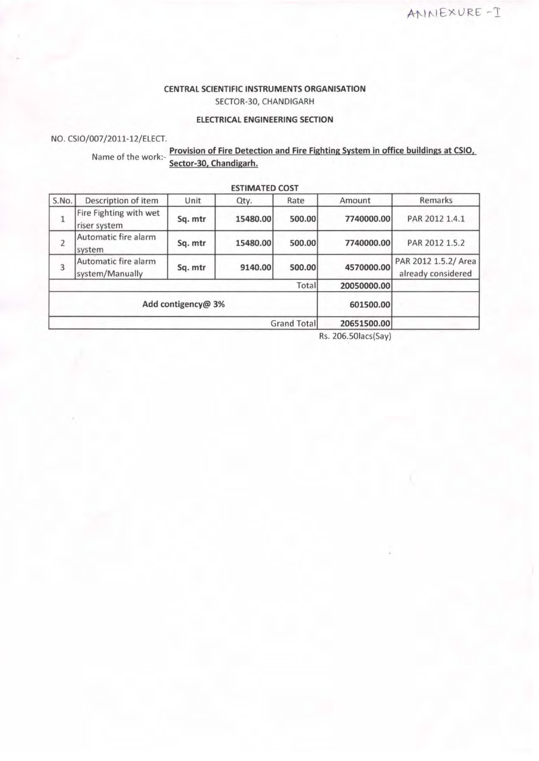ANNEXURE - I

**CENTRAL SCIENTIFIC INSTRUMENTS ORGANISATION**

SECTOR-30, CHANDIGARH

**ELECTRICAL ENGINEERING SECTION**

NO. CSIO/007/2011-12/ELECT.

Name of the work:- **Provision of Fire Detection and Fire Fighting System in office buildings at CSIO, Sector-30, Chandigarh.**

**ESTIMATED COST**

| S.No. | Description of item | Unit | Qty. | Rate | Amount | Remarks |
|---|---|---|---|---|---|---|
| 1 | Fire Fighting with wet riser system | **Sq. mtr** | **15480.00** | **500.00** | **7740000.00** | PAR 2012 1.4.1 |
| 2 | Automatic fire alarm system | **Sq. mtr** | **15480.00** | **500.00** | **7740000.00** | PAR 2012 1.5.2 |
| 3 | Automatic fire alarm system/Manually | **Sq. mtr** | **9140.00** | **500.00** | **4570000.00** | PAR 2012 1.5.2/ Area already considered |
| | | | | Total | **20050000.00** | |
| | **Add contigency@ 3%** | | | | **601500.00** | |
| | | | | Grand Total | **20651500.00** | |

Rs. 206.50lacs(Say)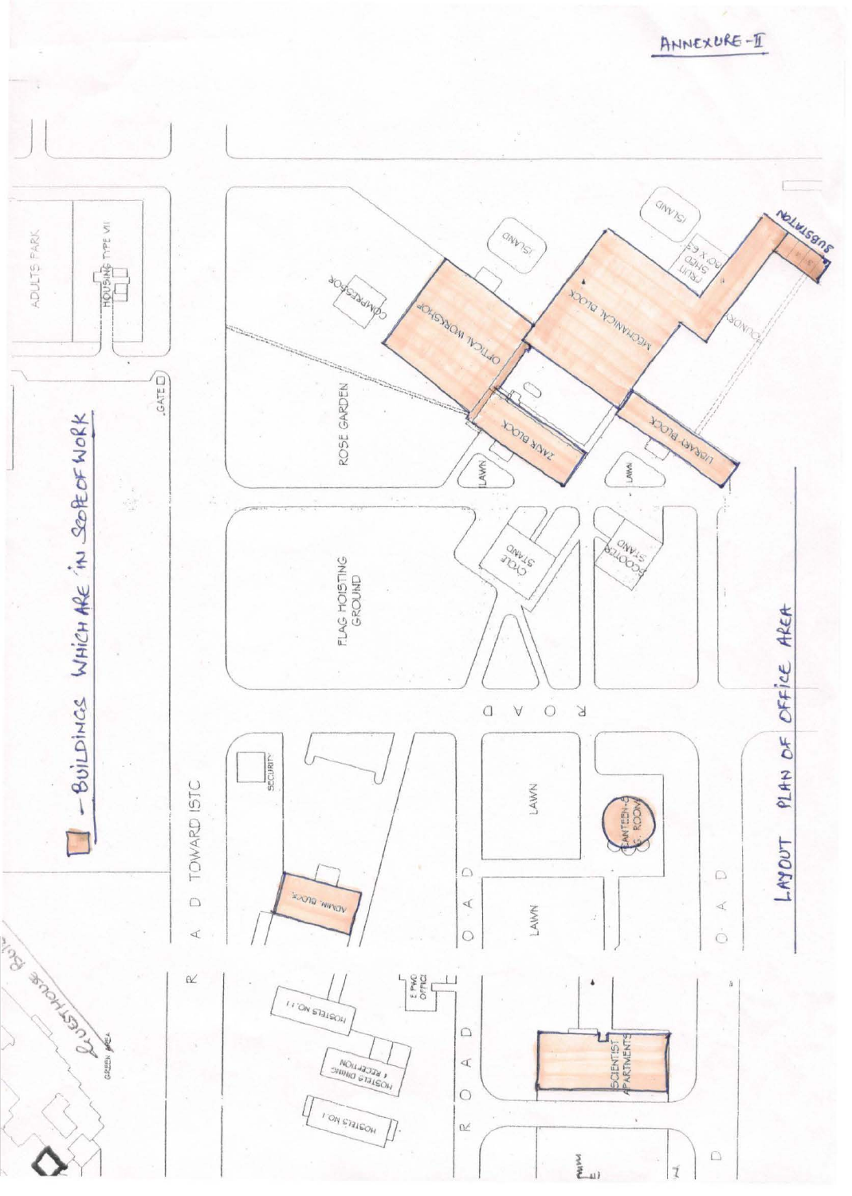ANNEXURE-II

▭ - BUILDINGS WHICH ARE IN SCOPE OF WORK

LAYOUT PLAN OF OFFICE AREA

ADULTS PARK

HOUSING TYPE VII

GATE

ROAD TOWARD ISTC

SECURITY

ADMN. BLOCK

ROSE GARDEN

COMPRESSOR

ISLAND

OPTICAL WORKSHOP

MECHANICAL BLOCK

FRUIT SHED POCKET

ISLAND

SUBSTATION

ZAKIR BLOCK

LIBRARY BLOCK

LAWN

LAWN

FLAG HOISTING GROUND

CYCLE STAND

SCOOTER STAND

ROAD

LAWN

LAWN

CANTEEN & S. ROOM

ROAD

ROAD

HOSTELS NO. 11

HOSTELS DINING & RECEPTION

HOSTELS NO. 1

E PWD OFFICE

SCIENTIST APARTMENTS

GUESTHOUSE ROAD

GREEN AREA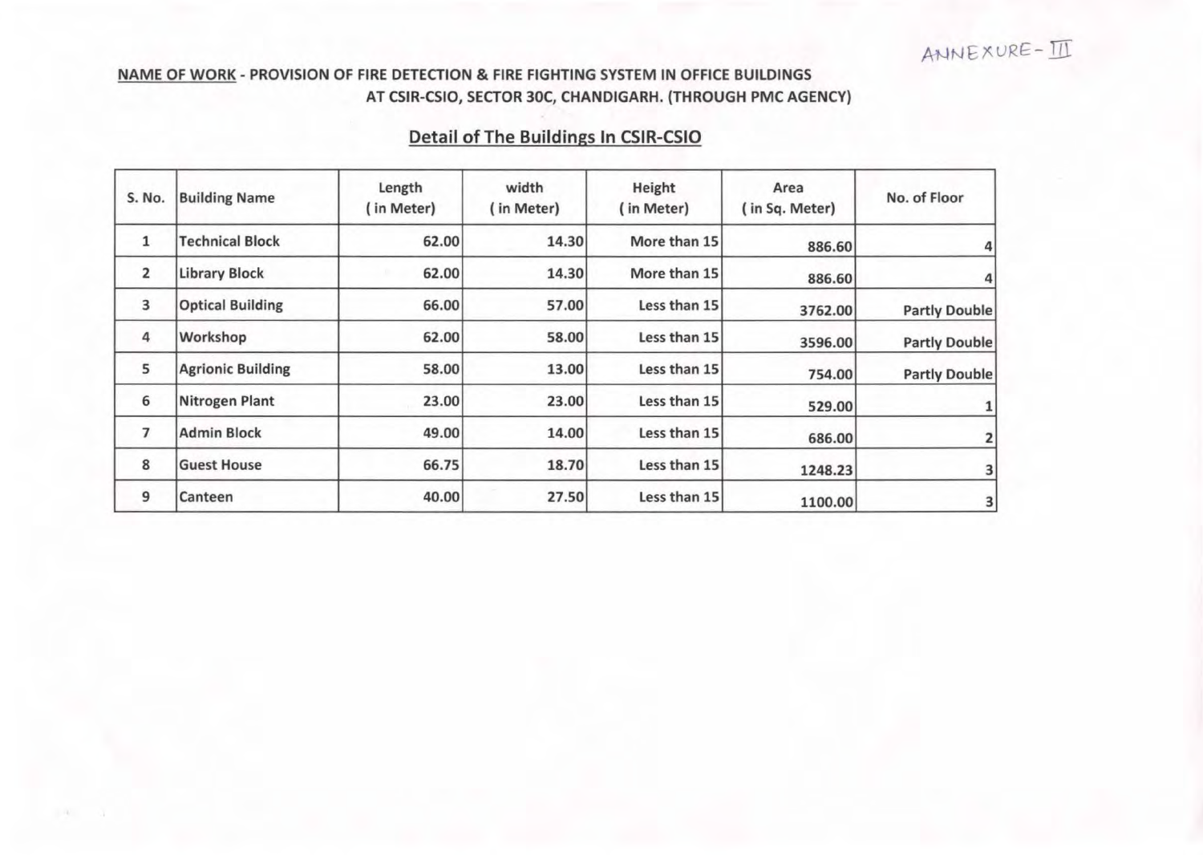ANNEXURE- III

**NAME OF WORK** - **PROVISION OF FIRE DETECTION & FIRE FIGHTING SYSTEM IN OFFICE BUILDINGS AT CSIR-CSIO, SECTOR 30C, CHANDIGARH. (THROUGH PMC AGENCY)**

## Detail of The Buildings In CSIR-CSIO

| S. No. | Building Name | Length ( in Meter) | width ( in Meter) | Height ( in Meter) | Area ( in Sq. Meter) | No. of Floor |
|---|---|---|---|---|---|---|
| 1 | Technical Block | 62.00 | 14.30 | More than 15 | 886.60 | 4 |
| 2 | Library Block | 62.00 | 14.30 | More than 15 | 886.60 | 4 |
| 3 | Optical Building | 66.00 | 57.00 | Less than 15 | 3762.00 | Partly Double |
| 4 | Workshop | 62.00 | 58.00 | Less than 15 | 3596.00 | Partly Double |
| 5 | Agrionic Building | 58.00 | 13.00 | Less than 15 | 754.00 | Partly Double |
| 6 | Nitrogen Plant | 23.00 | 23.00 | Less than 15 | 529.00 | 1 |
| 7 | Admin Block | 49.00 | 14.00 | Less than 15 | 686.00 | 2 |
| 8 | Guest House | 66.75 | 18.70 | Less than 15 | 1248.23 | 3 |
| 9 | Canteen | 40.00 | 27.50 | Less than 15 | 1100.00 | 3 |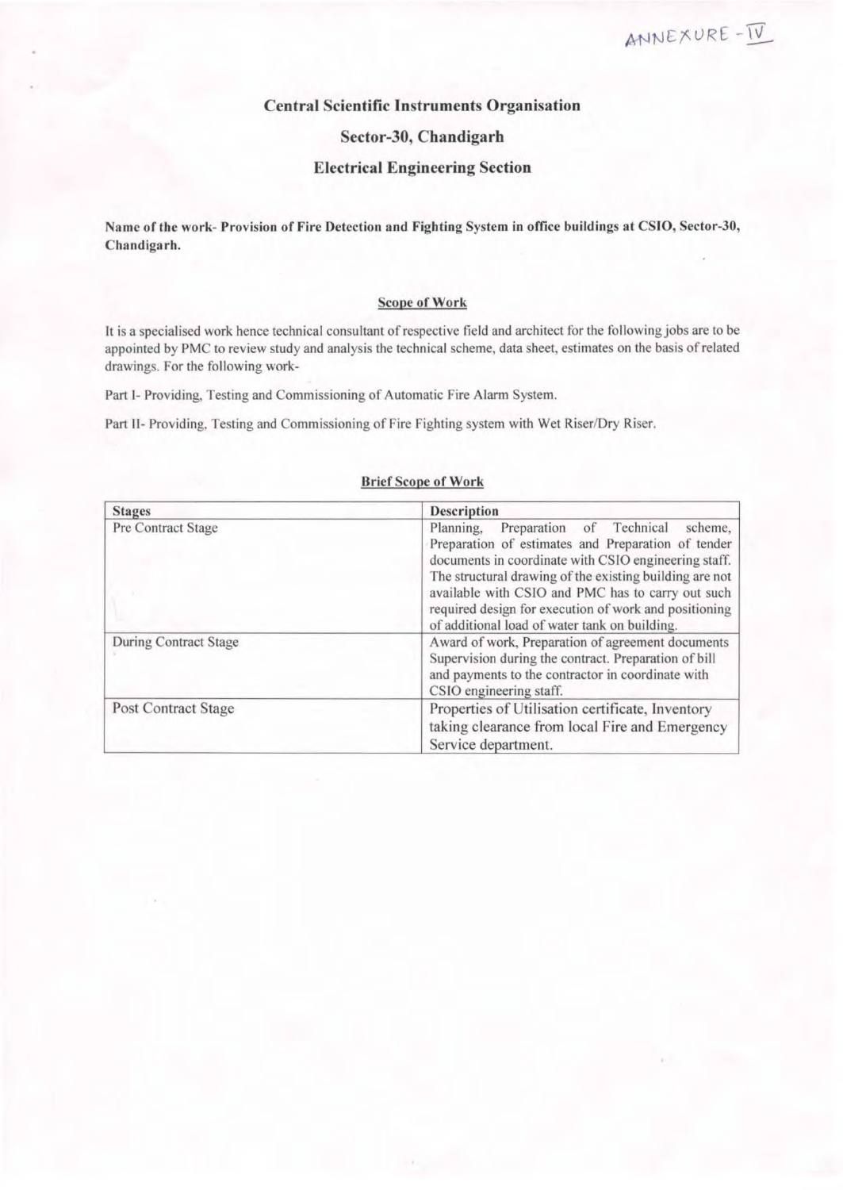ANNEXURE - IV

# Central Scientific Instruments Organisation

## Sector-30, Chandigarh

## Electrical Engineering Section

**Name of the work- Provision of Fire Detection and Fighting System in office buildings at CSIO, Sector-30, Chandigarh.**

### Scope of Work

It is a specialised work hence technical consultant of respective field and architect for the following jobs are to be appointed by PMC to review study and analysis the technical scheme, data sheet, estimates on the basis of related drawings. For the following work-

Part I- Providing, Testing and Commissioning of Automatic Fire Alarm System.

Part II- Providing, Testing and Commissioning of Fire Fighting system with Wet Riser/Dry Riser.

### Brief Scope of Work

| Stages | Description |
|---|---|
| Pre Contract Stage | Planning, Preparation of Technical scheme, Preparation of estimates and Preparation of tender documents in coordinate with CSIO engineering staff. The structural drawing of the existing building are not available with CSIO and PMC has to carry out such required design for execution of work and positioning of additional load of water tank on building. |
| During Contract Stage | Award of work, Preparation of agreement documents Supervision during the contract. Preparation of bill and payments to the contractor in coordinate with CSIO engineering staff. |
| Post Contract Stage | Properties of Utilisation certificate, Inventory taking clearance from local Fire and Emergency Service department. |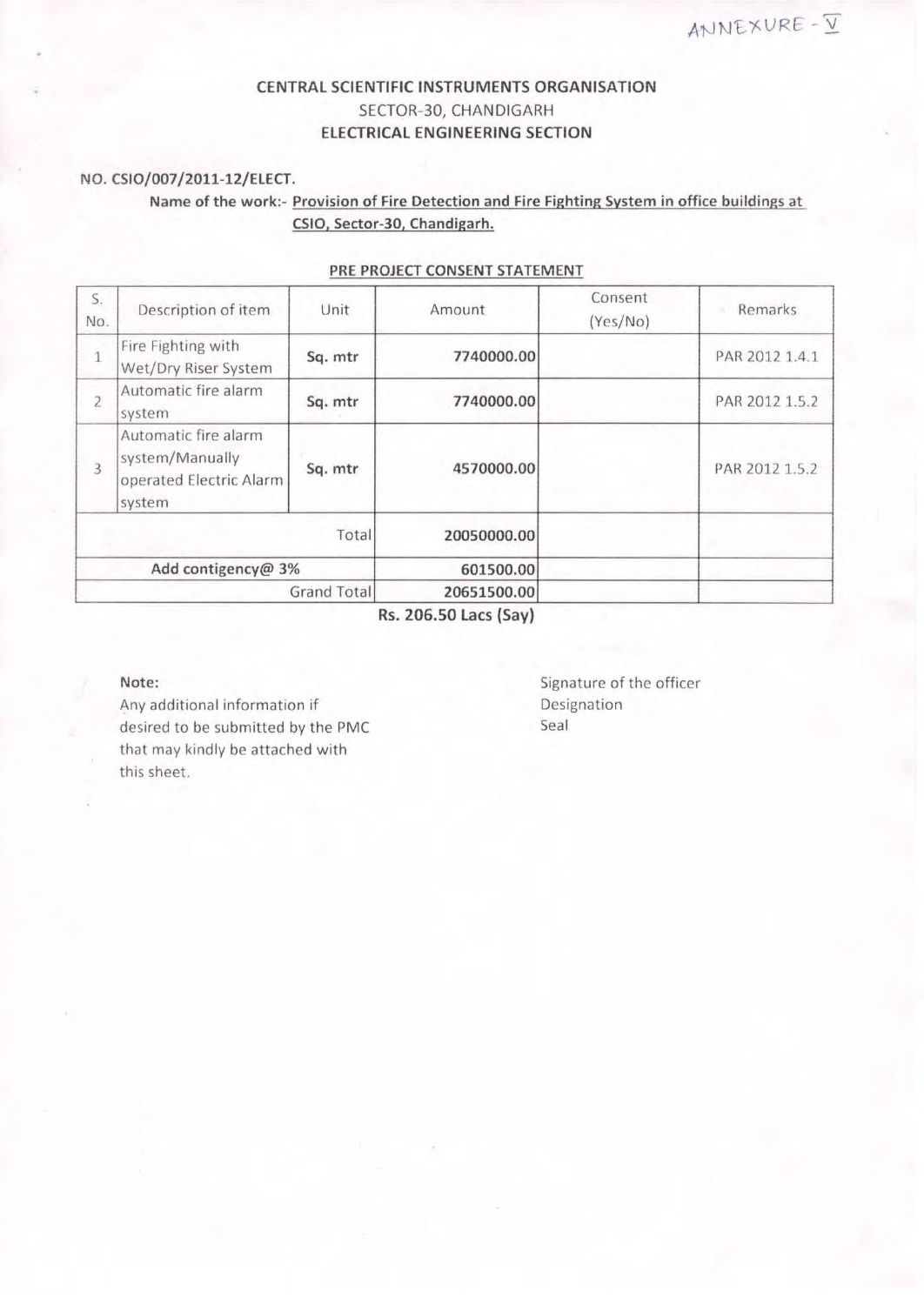ANNEXURE - V

**CENTRAL SCIENTIFIC INSTRUMENTS ORGANISATION**
SECTOR-30, CHANDIGARH
**ELECTRICAL ENGINEERING SECTION**

**NO. CSIO/007/2011-12/ELECT.**

**Name of the work:-** **Provision of Fire Detection and Fire Fighting System in office buildings at CSIO, Sector-30, Chandigarh.**

**PRE PROJECT CONSENT STATEMENT**

| S. No. | Description of item | Unit | Amount | Consent (Yes/No) | Remarks |
|---|---|---|---|---|---|
| 1 | Fire Fighting with Wet/Dry Riser System | **Sq. mtr** | **7740000.00** | | PAR 2012 1.4.1 |
| 2 | Automatic fire alarm system | **Sq. mtr** | **7740000.00** | | PAR 2012 1.5.2 |
| 3 | Automatic fire alarm system/Manually operated Electric Alarm system | **Sq. mtr** | **4570000.00** | | PAR 2012 1.5.2 |
| | | Total | **20050000.00** | | |
| | **Add contigency@ 3%** | | **601500.00** | | |
| | | Grand Total | **20651500.00** | | |

**Rs. 206.50 Lacs (Say)**

**Note:**
Any additional information if desired to be submitted by the PMC that may kindly be attached with this sheet.

Signature of the officer
Designation
Seal